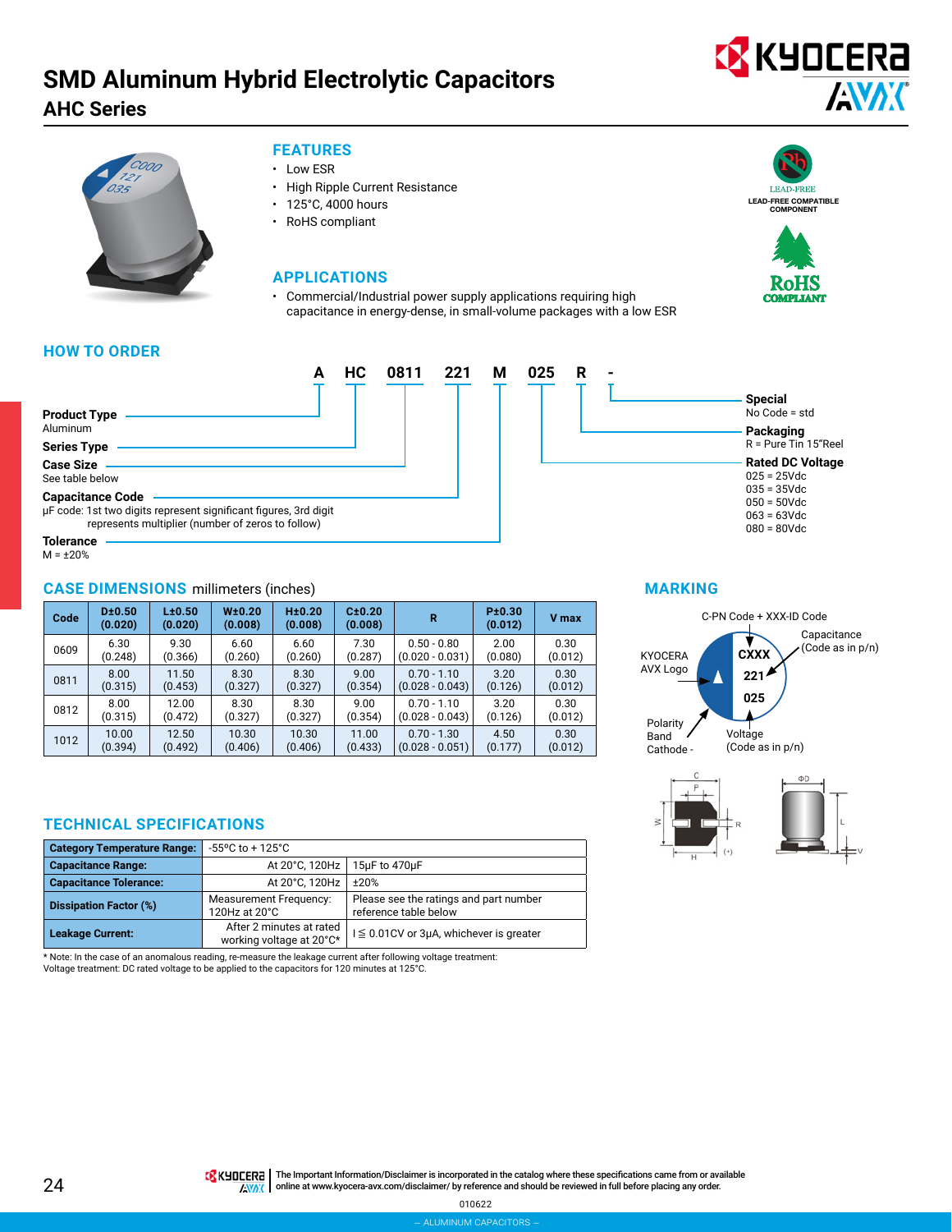# SMD Aluminum Hybrid Electrolytic Capacitors

## AHC Series

### FEATURES

- Low ESR
- High Ripple Current Resistance
- 125°C, 4000 hours
- RoHS compliant

### APPLICATIONS

- Commercial/Industrial power supply applications requiring high capacitance in energy-dense, in small-volume packages with a low ESR

LEAD-FREE
LEAD-FREE COMPATIBLE COMPONENT

RoHS COMPLIANT

### HOW TO ORDER

| A | HC | 0811 | 221 | M | 025 | R | - |
|---|---|---|---|---|---|---|---|
| Product Type | Series Type | Case Size | Capacitance Code | Tolerance | Rated DC Voltage | Packaging | Special |

**Product Type**
Aluminum

**Series Type**

**Case Size**
See table below

**Capacitance Code**
µF code: 1st two digits represent significant figures, 3rd digit represents multiplier (number of zeros to follow)

**Tolerance**
M = ±20%

**Special**
No Code = std

**Packaging**
R = Pure Tin 15"Reel

**Rated DC Voltage**
025 = 25Vdc
035 = 35Vdc
050 = 50Vdc
063 = 63Vdc
080 = 80Vdc

### CASE DIMENSIONS millimeters (inches)

| Code | D±0.50 (0.020) | L±0.50 (0.020) | W±0.20 (0.008) | H±0.20 (0.008) | C±0.20 (0.008) | R | P±0.30 (0.012) | V max |
|---|---|---|---|---|---|---|---|---|
| 0609 | 6.30 (0.248) | 9.30 (0.366) | 6.60 (0.260) | 6.60 (0.260) | 7.30 (0.287) | 0.50 - 0.80 (0.020 - 0.031) | 2.00 (0.080) | 0.30 (0.012) |
| 0811 | 8.00 (0.315) | 11.50 (0.453) | 8.30 (0.327) | 8.30 (0.327) | 9.00 (0.354) | 0.70 - 1.10 (0.028 - 0.043) | 3.20 (0.126) | 0.30 (0.012) |
| 0812 | 8.00 (0.315) | 12.00 (0.472) | 8.30 (0.327) | 8.30 (0.327) | 9.00 (0.354) | 0.70 - 1.10 (0.028 - 0.043) | 3.20 (0.126) | 0.30 (0.012) |
| 1012 | 10.00 (0.394) | 12.50 (0.492) | 10.30 (0.406) | 10.30 (0.406) | 11.00 (0.433) | 0.70 - 1.30 (0.028 - 0.051) | 4.50 (0.177) | 0.30 (0.012) |

### MARKING

C-PN Code + XXX-ID Code
KYOCERA AVX Logo
Capacitance (Code as in p/n)
Polarity Band Cathode -
Voltage (Code as in p/n)

CXXX
221
025

### TECHNICAL SPECIFICATIONS

| | | |
|---|---|---|
| **Category Temperature Range:** | -55°C to + 125°C | |
| **Capacitance Range:** | At 20°C, 120Hz | 15µF to 470µF |
| **Capacitance Tolerance:** | At 20°C, 120Hz | ±20% |
| **Dissipation Factor (%)** | Measurement Frequency: 120Hz at 20°C | Please see the ratings and part number reference table below |
| **Leakage Current:** | After 2 minutes at rated working voltage at 20°C* | I ≦ 0.01CV or 3µA, whichever is greater |

* Note: In the case of an anomalous reading, re-measure the leakage current after following voltage treatment:
Voltage treatment: DC rated voltage to be applied to the capacitors for 120 minutes at 125°C.

The Important Information/Disclaimer is incorporated in the catalog where these specifications came from or available online at www.kyocera-avx.com/disclaimer/ by reference and should be reviewed in full before placing any order.

010622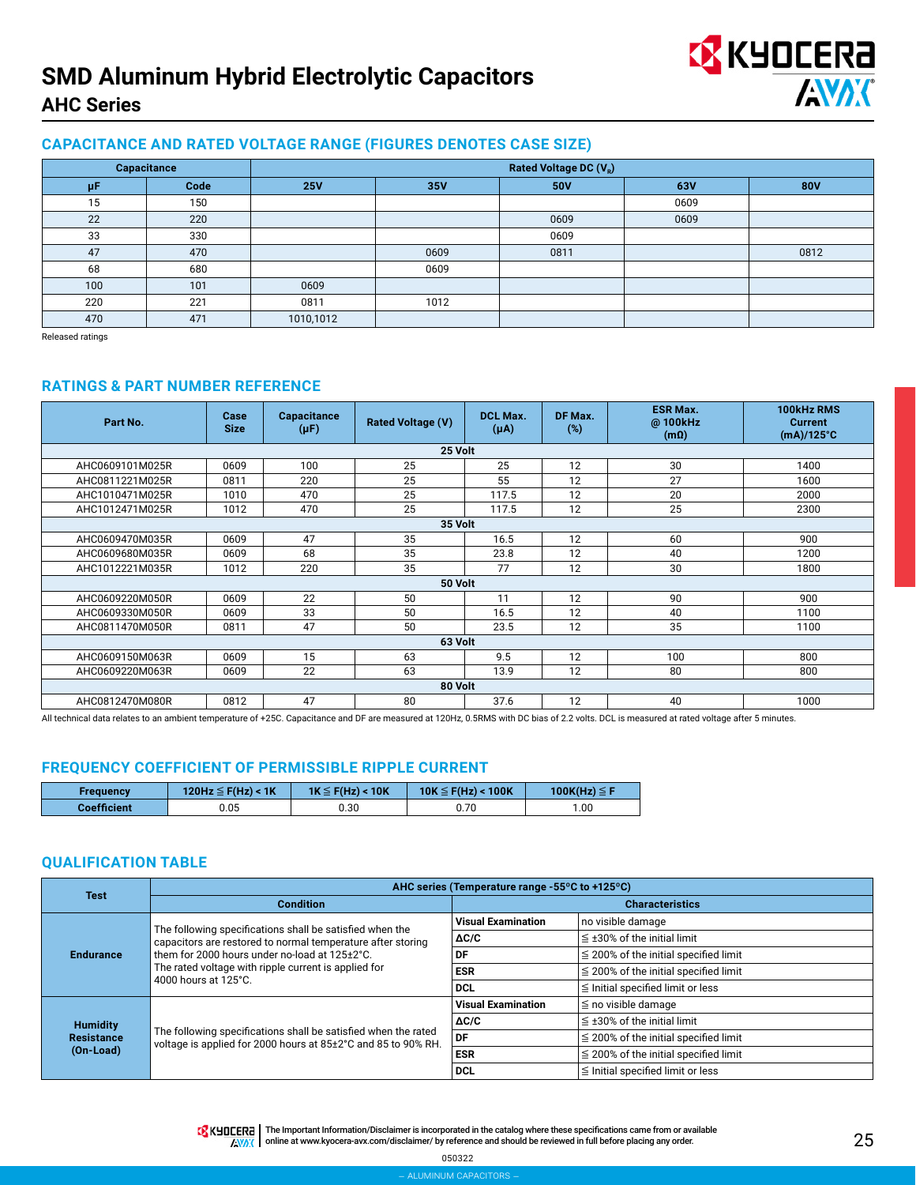# SMD Aluminum Hybrid Electrolytic Capacitors

## AHC Series

### CAPACITANCE AND RATED VOLTAGE RANGE (FIGURES DENOTES CASE SIZE)

| Capacitance | | Rated Voltage DC ($V_R$) | | | | |
|---|---|---|---|---|---|---|
| μF | Code | 25V | 35V | 50V | 63V | 80V |
| 15 | 150 | | | | 0609 | |
| 22 | 220 | | | 0609 | 0609 | |
| 33 | 330 | | | 0609 | | |
| 47 | 470 | | 0609 | 0811 | | 0812 |
| 68 | 680 | | 0609 | | | |
| 100 | 101 | 0609 | | | | |
| 220 | 221 | 0811 | 1012 | | | |
| 470 | 471 | 1010,1012 | | | | |

Released ratings

### RATINGS & PART NUMBER REFERENCE

| Part No. | Case Size | Capacitance (μF) | Rated Voltage (V) | DCL Max. (μA) | DF Max. (%) | ESR Max. @ 100kHz (mΩ) | 100kHz RMS Current (mA)/125°C |
|---|---|---|---|---|---|---|---|
| **25 Volt** | | | | | | | |
| AHC0609101M025R | 0609 | 100 | 25 | 25 | 12 | 30 | 1400 |
| AHC0811221M025R | 0811 | 220 | 25 | 55 | 12 | 27 | 1600 |
| AHC1010471M025R | 1010 | 470 | 25 | 117.5 | 12 | 20 | 2000 |
| AHC1012471M025R | 1012 | 470 | 25 | 117.5 | 12 | 25 | 2300 |
| **35 Volt** | | | | | | | |
| AHC0609470M035R | 0609 | 47 | 35 | 16.5 | 12 | 60 | 900 |
| AHC0609680M035R | 0609 | 68 | 35 | 23.8 | 12 | 40 | 1200 |
| AHC1012221M035R | 1012 | 220 | 35 | 77 | 12 | 30 | 1800 |
| **50 Volt** | | | | | | | |
| AHC0609220M050R | 0609 | 22 | 50 | 11 | 12 | 90 | 900 |
| AHC0609330M050R | 0609 | 33 | 50 | 16.5 | 12 | 40 | 1100 |
| AHC0811470M050R | 0811 | 47 | 50 | 23.5 | 12 | 35 | 1100 |
| **63 Volt** | | | | | | | |
| AHC0609150M063R | 0609 | 15 | 63 | 9.5 | 12 | 100 | 800 |
| AHC0609220M063R | 0609 | 22 | 63 | 13.9 | 12 | 80 | 800 |
| **80 Volt** | | | | | | | |
| AHC0812470M080R | 0812 | 47 | 80 | 37.6 | 12 | 40 | 1000 |

All technical data relates to an ambient temperature of +25C. Capacitance and DF are measured at 120Hz, 0.5RMS with DC bias of 2.2 volts. DCL is measured at rated voltage after 5 minutes.

### FREQUENCY COEFFICIENT OF PERMISSIBLE RIPPLE CURRENT

| Frequency | 120Hz ≦ F(Hz) < 1K | 1K ≦ F(Hz) < 10K | 10K ≦ F(Hz) < 100K | 100K(Hz) ≦ F |
|---|---|---|---|---|
| Coefficient | 0.05 | 0.30 | 0.70 | 1.00 |

### QUALIFICATION TABLE

| Test | AHC series (Temperature range -55°C to +125°C) | | |
|---|---|---|---|
| | Condition | Characteristics | |
| Endurance | The following specifications shall be satisfied when the capacitors are restored to normal temperature after storing them for 2000 hours under no-load at 125±2°C. The rated voltage with ripple current is applied for 4000 hours at 125°C. | Visual Examination | no visible damage |
| | | ΔC/C | ≦ ±30% of the initial limit |
| | | DF | ≦ 200% of the initial specified limit |
| | | ESR | ≦ 200% of the initial specified limit |
| | | DCL | ≦ Initial specified limit or less |
| Humidity Resistance (On-Load) | The following specifications shall be satisfied when the rated voltage is applied for 2000 hours at 85±2°C and 85 to 90% RH. | Visual Examination | ≦ no visible damage |
| | | ΔC/C | ≦ ±30% of the initial limit |
| | | DF | ≦ 200% of the initial specified limit |
| | | ESR | ≦ 200% of the initial specified limit |
| | | DCL | ≦ Initial specified limit or less |

The Important Information/Disclaimer is incorporated in the catalog where these specifications came from or available online at www.kyocera-avx.com/disclaimer/ by reference and should be reviewed in full before placing any order.

050322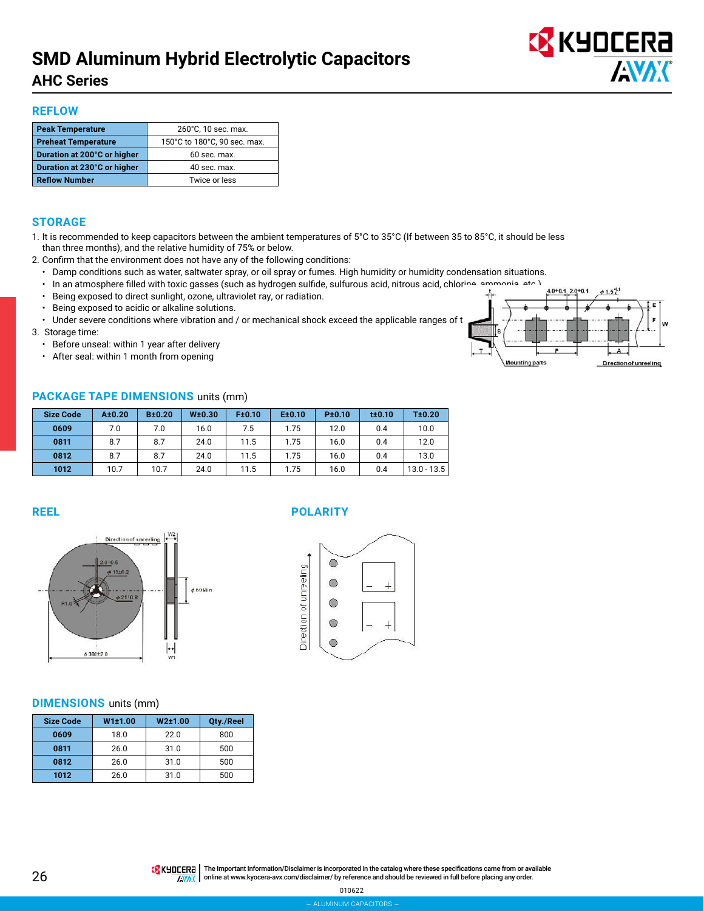# SMD Aluminum Hybrid Electrolytic Capacitors

## AHC Series

### REFLOW

| | |
|---|---|
| **Peak Temperature** | 260°C, 10 sec. max. |
| **Preheat Temperature** | 150°C to 180°C, 90 sec. max. |
| **Duration at 200°C or higher** | 60 sec. max. |
| **Duration at 230°C or higher** | 40 sec. max. |
| **Reflow Number** | Twice or less |

### STORAGE

1. It is recommended to keep capacitors between the ambient temperatures of 5°C to 35°C (If between 35 to 85°C, it should be less than three months), and the relative humidity of 75% or below.
2. Confirm that the environment does not have any of the following conditions:
   - Damp conditions such as water, saltwater spray, or oil spray or fumes. High humidity or humidity condensation situations.
   - In an atmosphere filled with toxic gasses (such as hydrogen sulfide, sulfurous acid, nitrous acid, chlorine, ammonia, etc.)
   - Being exposed to direct sunlight, ozone, ultraviolet ray, or radiation.
   - Being exposed to acidic or alkaline solutions.
   - Under severe conditions where vibration and / or mechanical shock exceed the applicable ranges of t
3. Storage time:
   - Before unseal: within 1 year after delivery
   - After seal: within 1 month from opening

4.0±0.1
2.0±0.1
ϕ1.5
E
F
W
B
T
P
A
Mounting parts
Direction of unreeling

### PACKAGE TAPE DIMENSIONS units (mm)

| Size Code | A±0.20 | B±0.20 | W±0.30 | F±0.10 | E±0.10 | P±0.10 | t±0.10 | T±0.20 |
|---|---|---|---|---|---|---|---|---|
| **0609** | 7.0 | 7.0 | 16.0 | 7.5 | 1.75 | 12.0 | 0.4 | 10.0 |
| **0811** | 8.7 | 8.7 | 24.0 | 11.5 | 1.75 | 16.0 | 0.4 | 12.0 |
| **0812** | 8.7 | 8.7 | 24.0 | 11.5 | 1.75 | 16.0 | 0.4 | 13.0 |
| **1012** | 10.7 | 10.7 | 24.0 | 11.5 | 1.75 | 16.0 | 0.4 | 13.0 - 13.5 |

### REEL

Direction of unreeling
W2
2.0±0.5
ϕ13±0.2
ϕ21±0.8
R1.0
ϕ80 Min
ϕ380±2.0
W1

### POLARITY

Direction of unreeling
− +
− +

### DIMENSIONS units (mm)

| Size Code | W1±1.00 | W2±1.00 | Qty./Reel |
|---|---|---|---|
| **0609** | 18.0 | 22.0 | 800 |
| **0811** | 26.0 | 31.0 | 500 |
| **0812** | 26.0 | 31.0 | 500 |
| **1012** | 26.0 | 31.0 | 500 |

The Important Information/Disclaimer is incorporated in the catalog where these specifications came from or available online at www.kyocera-avx.com/disclaimer/ by reference and should be reviewed in full before placing any order.

010622